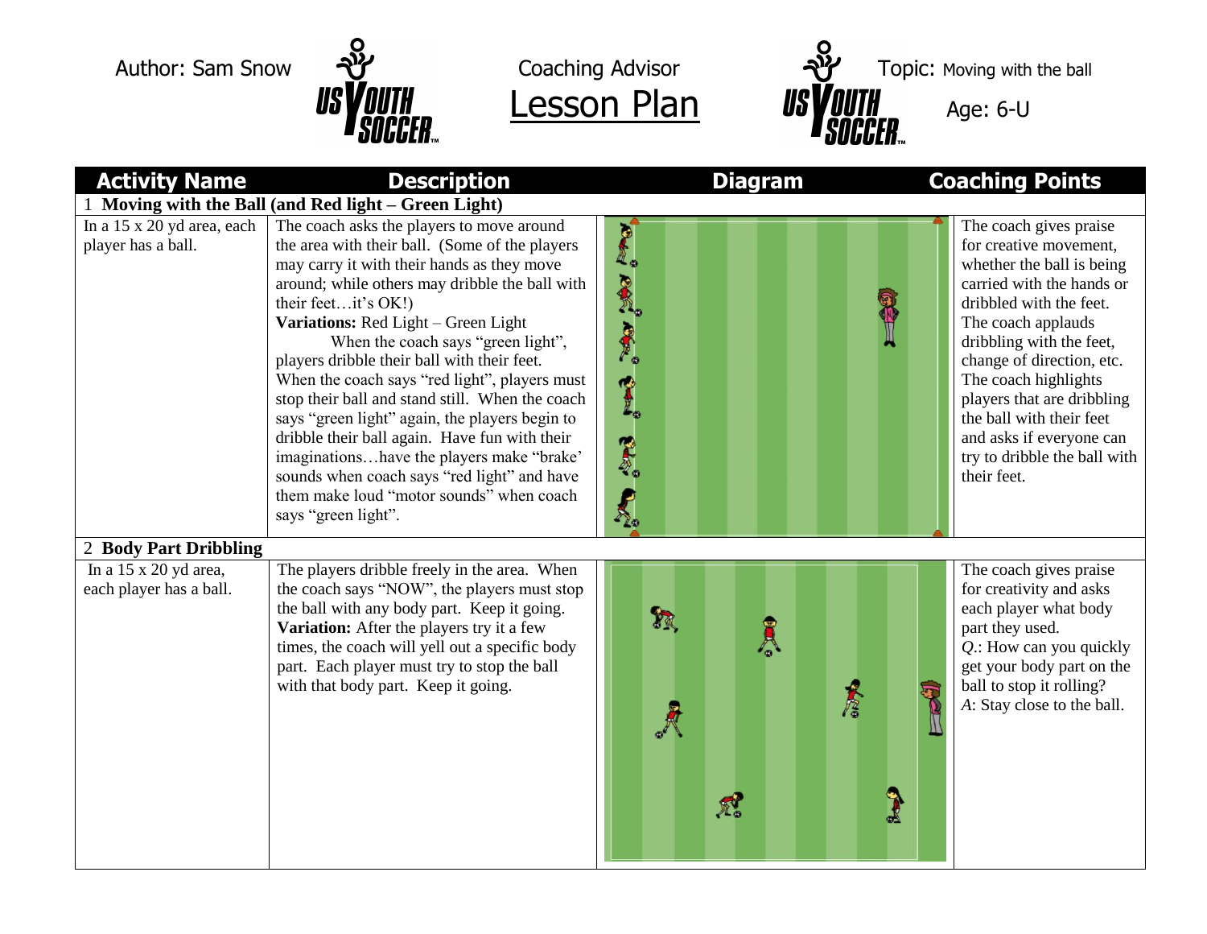Author: Sam Snow

Coaching Advisor

# Lesson Plan

Topic: Moving with the ball

Age: 6-U

| Activity Name | Description | Diagram | Coaching Points |
|---|---|---|---|
| 1 **Moving with the Ball (and Red light – Green Light)** | | | |
| In a 15 x 20 yd area, each player has a ball. | The coach asks the players to move around the area with their ball. (Some of the players may carry it with their hands as they move around; while others may dribble the ball with their feet…it's OK!)<br>**Variations:** Red Light – Green Light<br>When the coach says "green light", players dribble their ball with their feet. When the coach says "red light", players must stop their ball and stand still. When the coach says "green light" again, the players begin to dribble their ball again. Have fun with their imaginations…have the players make "brake' sounds when coach says "red light" and have them make loud "motor sounds" when coach says "green light". | | The coach gives praise for creative movement, whether the ball is being carried with the hands or dribbled with the feet. The coach applauds dribbling with the feet, change of direction, etc. The coach highlights players that are dribbling the ball with their feet and asks if everyone can try to dribble the ball with their feet. |
| 2 **Body Part Dribbling** | | | |
| In a 15 x 20 yd area, each player has a ball. | The players dribble freely in the area. When the coach says "NOW", the players must stop the ball with any body part. Keep it going.<br>**Variation:** After the players try it a few times, the coach will yell out a specific body part. Each player must try to stop the ball with that body part. Keep it going. | | The coach gives praise for creativity and asks each player what body part they used.<br>*Q.*: How can you quickly get your body part on the ball to stop it rolling?<br>*A*: Stay close to the ball. |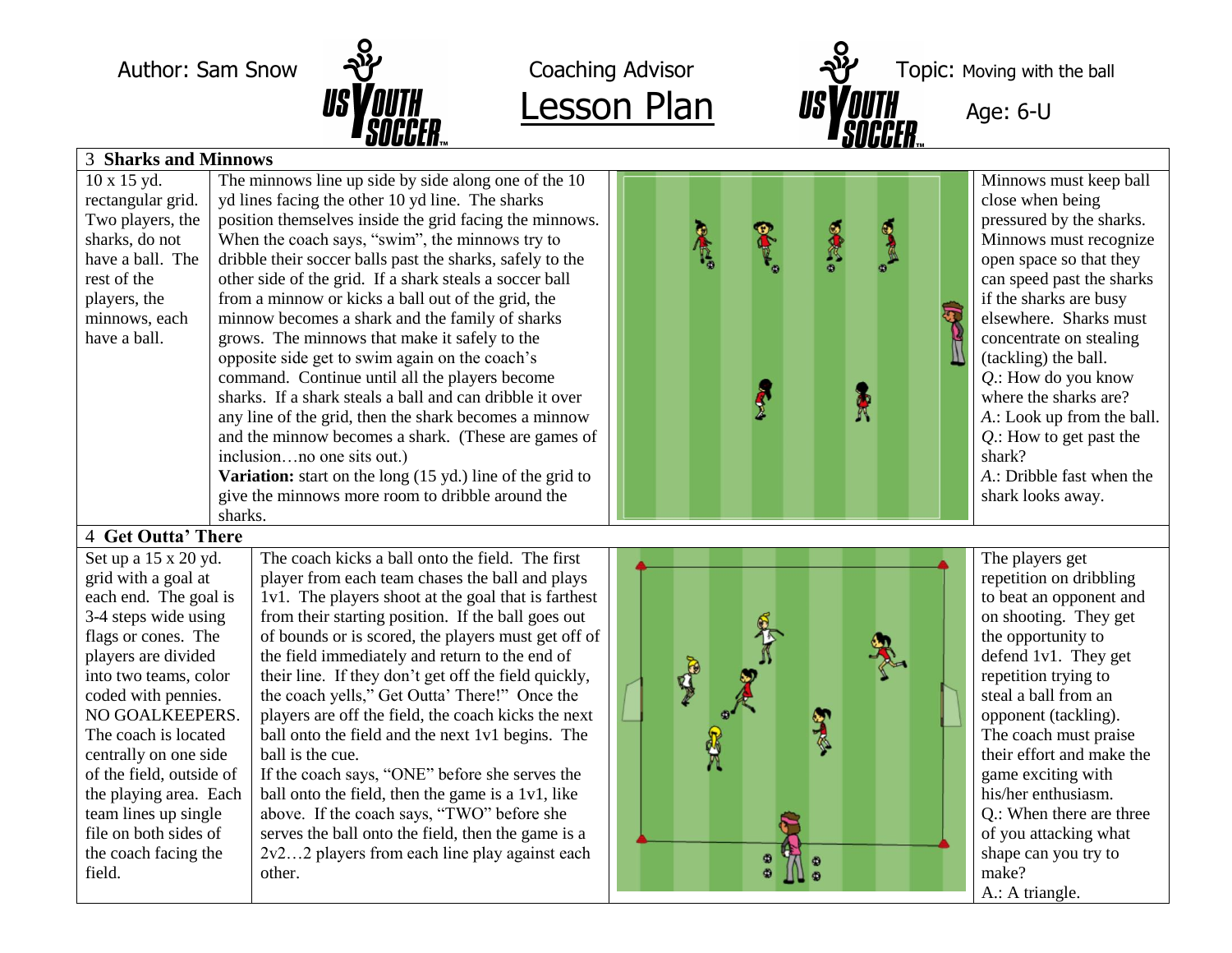Author: Sam Snow | Coaching Advisor | **Lesson Plan** | Topic: Moving with the ball | Age: 6-U

## 3 Sharks and Minnows

| Setup | Description | Coaching Points |
|---|---|---|
| 10 x 15 yd. rectangular grid. Two players, the sharks, do not have a ball. The rest of the players, the minnows, each have a ball. | The minnows line up side by side along one of the 10 yd lines facing the other 10 yd line. The sharks position themselves inside the grid facing the minnows. When the coach says, "swim", the minnows try to dribble their soccer balls past the sharks, safely to the other side of the grid. If a shark steals a soccer ball from a minnow or kicks a ball out of the grid, the minnow becomes a shark and the family of sharks grows. The minnows that make it safely to the opposite side get to swim again on the coach's command. Continue until all the players become sharks. If a shark steals a ball and can dribble it over any line of the grid, then the shark becomes a minnow and the minnow becomes a shark. (These are games of inclusion…no one sits out.) **Variation:** start on the long (15 yd.) line of the grid to give the minnows more room to dribble around the sharks. | Minnows must keep ball close when being pressured by the sharks. Minnows must recognize open space so that they can speed past the sharks if the sharks are busy elsewhere. Sharks must concentrate on stealing (tackling) the ball. *Q.*: How do you know where the sharks are? *A.*: Look up from the ball. *Q.*: How to get past the shark? *A.*: Dribble fast when the shark looks away. |

## 4 Get Outta' There

| Setup | Description | Coaching Points |
|---|---|---|
| Set up a 15 x 20 yd. grid with a goal at each end. The goal is 3-4 steps wide using flags or cones. The players are divided into two teams, color coded with pennies. NO GOALKEEPERS. The coach is located centrally on one side of the field, outside of the playing area. Each team lines up single file on both sides of the coach facing the field. | The coach kicks a ball onto the field. The first player from each team chases the ball and plays 1v1. The players shoot at the goal that is farthest from their starting position. If the ball goes out of bounds or is scored, the players must get off of the field immediately and return to the end of their line. If they don't get off the field quickly, the coach yells," Get Outta' There!" Once the players are off the field, the coach kicks the next ball onto the field and the next 1v1 begins. The ball is the cue. If the coach says, "ONE" before she serves the ball onto the field, then the game is a 1v1, like above. If the coach says, "TWO" before she serves the ball onto the field, then the game is a 2v2…2 players from each line play against each other. | The players get repetition on dribbling to beat an opponent and on shooting. They get the opportunity to defend 1v1. They get repetition trying to steal a ball from an opponent (tackling). The coach must praise their effort and make the game exciting with his/her enthusiasm. Q.: When there are three of you attacking what shape can you try to make? A.: A triangle. |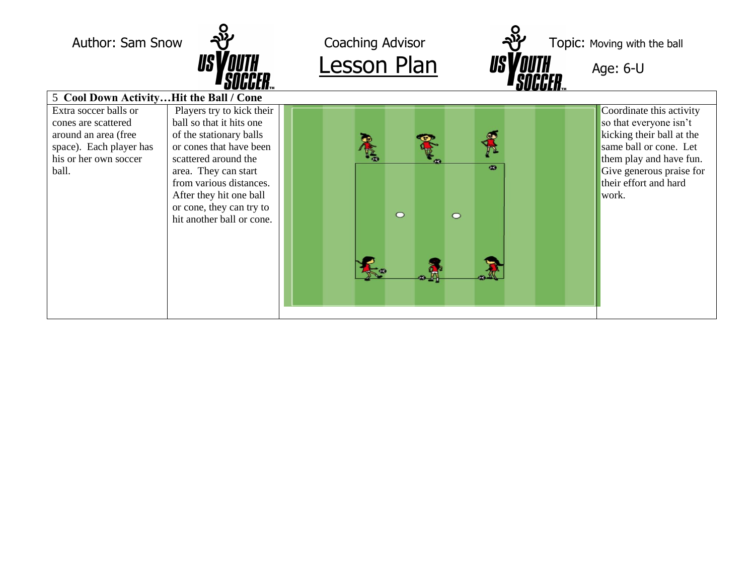Author: Sam Snow | Coaching Advisor | **Lesson Plan** | Topic: Moving with the ball | Age: 6-U

| 5 **Cool Down Activity…Hit the Ball / Cone** | | | |
|---|---|---|---|
| Extra soccer balls or cones are scattered around an area (free space). Each player has his or her own soccer ball. | Players try to kick their ball so that it hits one of the stationary balls or cones that have been scattered around the area. They can start from various distances. After they hit one ball or cone, they can try to hit another ball or cone. | | Coordinate this activity so that everyone isn't kicking their ball at the same ball or cone. Let them play and have fun. Give generous praise for their effort and hard work. |